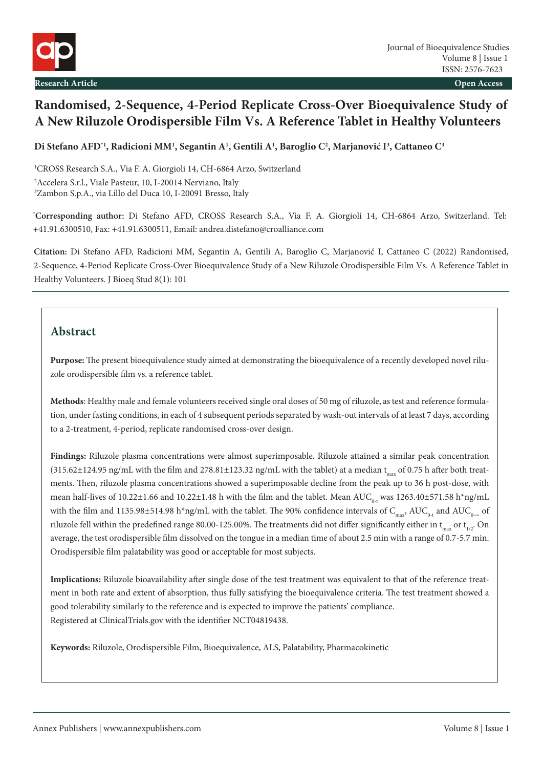Research Article

Open Access

# Randomised, 2-Sequence, 4-Period Replicate Cross-Over Bioequivalence Study of A New Riluzole Orodispersible Film Vs. A Reference Tablet in Healthy Volunteers

**Di Stefano AFD[*1], Radicioni MM[1], Segantin A[1], Gentili A[1], Baroglio C[2], Marjanović I[3], Cattaneo C[3]**

[1]CROSS Research S.A., Via F. A. Giorgioli 14, CH-6864 Arzo, Switzerland

[2]Accelera S.r.l., Viale Pasteur, 10, I-20014 Nerviano, Italy

[3]Zambon S.p.A., via Lillo del Duca 10, I-20091 Bresso, Italy

[*]**Corresponding author:** Di Stefano AFD, CROSS Research S.A., Via F. A. Giorgioli 14, CH-6864 Arzo, Switzerland. Tel: +41.91.6300510, Fax: +41.91.6300511, Email: andrea.distefano@croalliance.com

**Citation:** Di Stefano AFD, Radicioni MM, Segantin A, Gentili A, Baroglio C, Marjanović I, Cattaneo C (2022) Randomised, 2-Sequence, 4-Period Replicate Cross-Over Bioequivalence Study of a New Riluzole Orodispersible Film Vs. A Reference Tablet in Healthy Volunteers. J Bioeq Stud 8(1): 101

## Abstract

**Purpose:** The present bioequivalence study aimed at demonstrating the bioequivalence of a recently developed novel riluzole orodispersible film vs. a reference tablet.

**Methods**: Healthy male and female volunteers received single oral doses of 50 mg of riluzole, as test and reference formulation, under fasting conditions, in each of 4 subsequent periods separated by wash-out intervals of at least 7 days, according to a 2-treatment, 4-period, replicate randomised cross-over design.

**Findings:** Riluzole plasma concentrations were almost superimposable. Riluzole attained a similar peak concentration (315.62±124.95 ng/mL with the film and 278.81±123.32 ng/mL with the tablet) at a median $t_{max}$ of 0.75 h after both treatments. Then, riluzole plasma concentrations showed a superimposable decline from the peak up to 36 h post-dose, with mean half-lives of 10.22±1.66 and 10.22±1.48 h with the film and the tablet. Mean $AUC_{0-t}$ was 1263.40±571.58 h*ng/mL with the film and 1135.98±514.98 h*ng/mL with the tablet. The 90% confidence intervals of $C_{max}$, $AUC_{0-t}$ and $AUC_{0-\infty}$ of riluzole fell within the predefined range 80.00-125.00%. The treatments did not differ significantly either in $t_{max}$ or $t_{1/2}$. On average, the test orodispersible film dissolved on the tongue in a median time of about 2.5 min with a range of 0.7-5.7 min. Orodispersible film palatability was good or acceptable for most subjects.

**Implications:** Riluzole bioavailability after single dose of the test treatment was equivalent to that of the reference treatment in both rate and extent of absorption, thus fully satisfying the bioequivalence criteria. The test treatment showed a good tolerability similarly to the reference and is expected to improve the patients' compliance.
Registered at ClinicalTrials.gov with the identifier NCT04819438.

**Keywords:** Riluzole, Orodispersible Film, Bioequivalence, ALS, Palatability, Pharmacokinetic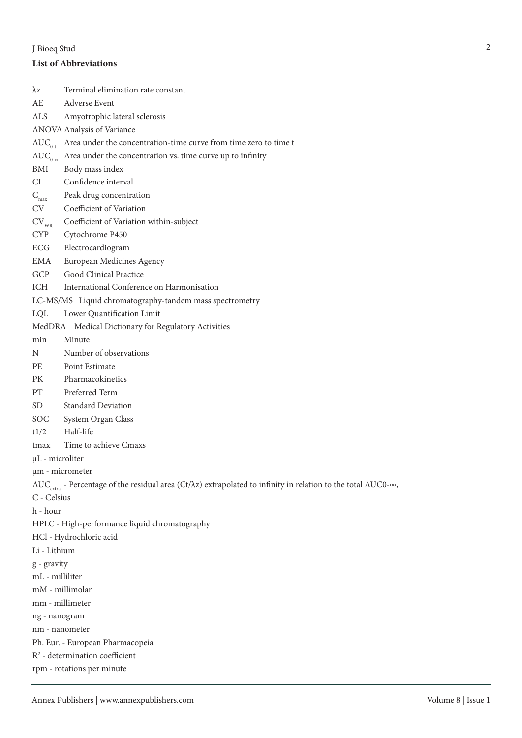## List of Abbreviations

λz Terminal elimination rate constant

AE Adverse Event

ALS Amyotrophic lateral sclerosis

ANOVA Analysis of Variance

$AUC_{0-t}$ Area under the concentration-time curve from time zero to time t

$AUC_{0-\infty}$ Area under the concentration vs. time curve up to infinity

BMI Body mass index

CI Confidence interval

$C_{max}$ Peak drug concentration

CV Coefficient of Variation

$CV_{WR}$ Coefficient of Variation within-subject

CYP Cytochrome P450

ECG Electrocardiogram

EMA European Medicines Agency

GCP Good Clinical Practice

ICH International Conference on Harmonisation

LC-MS/MS Liquid chromatography-tandem mass spectrometry

LQL Lower Quantification Limit

MedDRA Medical Dictionary for Regulatory Activities

min Minute

N Number of observations

PE Point Estimate

PK Pharmacokinetics

PT Preferred Term

SD Standard Deviation

SOC System Organ Class

t1/2 Half-life

tmax Time to achieve Cmaxs

μL - microliter

μm - micrometer

$AUC_{extra}$ - Percentage of the residual area (Ct/λz) extrapolated to infinity in relation to the total AUC0-∞,

C - Celsius

h - hour

HPLC - High-performance liquid chromatography

HCl - Hydrochloric acid

Li - Lithium

g - gravity

mL - milliliter

mM - millimolar

mm - millimeter

ng - nanogram

nm - nanometer

Ph. Eur. - European Pharmacopeia

$R^2$ - determination coefficient

rpm - rotations per minute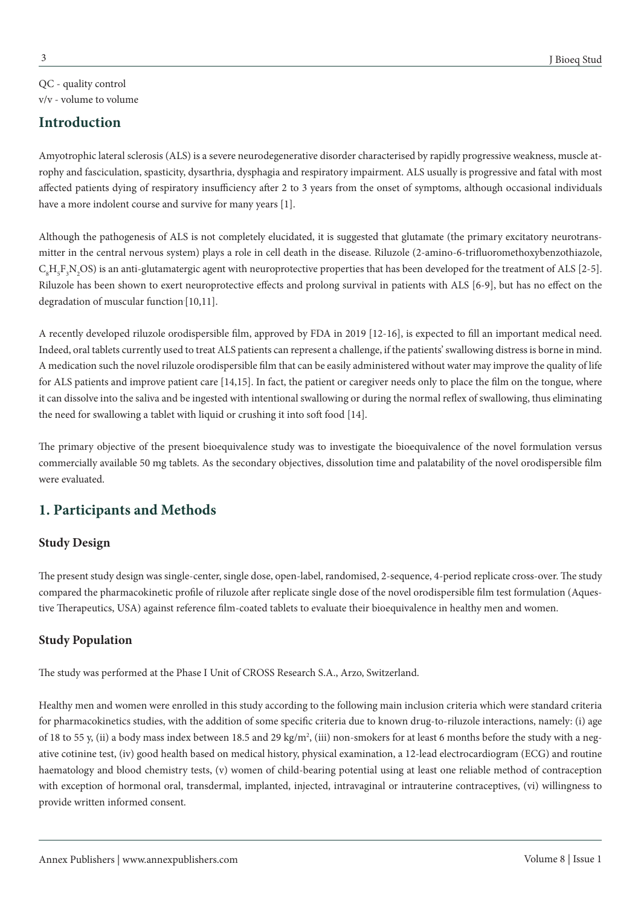QC - quality control
v/v - volume to volume

## Introduction

Amyotrophic lateral sclerosis (ALS) is a severe neurodegenerative disorder characterised by rapidly progressive weakness, muscle atrophy and fasciculation, spasticity, dysarthria, dysphagia and respiratory impairment. ALS usually is progressive and fatal with most affected patients dying of respiratory insufficiency after 2 to 3 years from the onset of symptoms, although occasional individuals have a more indolent course and survive for many years [1].

Although the pathogenesis of ALS is not completely elucidated, it is suggested that glutamate (the primary excitatory neurotransmitter in the central nervous system) plays a role in cell death in the disease. Riluzole (2-amino-6-trifluoromethoxybenzothiazole, $C_8H_5F_3N_2OS$) is an anti-glutamatergic agent with neuroprotective properties that has been developed for the treatment of ALS [2-5]. Riluzole has been shown to exert neuroprotective effects and prolong survival in patients with ALS [6-9], but has no effect on the degradation of muscular function [10,11].

A recently developed riluzole orodispersible film, approved by FDA in 2019 [12-16], is expected to fill an important medical need. Indeed, oral tablets currently used to treat ALS patients can represent a challenge, if the patients' swallowing distress is borne in mind. A medication such the novel riluzole orodispersible film that can be easily administered without water may improve the quality of life for ALS patients and improve patient care [14,15]. In fact, the patient or caregiver needs only to place the film on the tongue, where it can dissolve into the saliva and be ingested with intentional swallowing or during the normal reflex of swallowing, thus eliminating the need for swallowing a tablet with liquid or crushing it into soft food [14].

The primary objective of the present bioequivalence study was to investigate the bioequivalence of the novel formulation versus commercially available 50 mg tablets. As the secondary objectives, dissolution time and palatability of the novel orodispersible film were evaluated.

## 1. Participants and Methods

### Study Design

The present study design was single-center, single dose, open-label, randomised, 2-sequence, 4-period replicate cross-over. The study compared the pharmacokinetic profile of riluzole after replicate single dose of the novel orodispersible film test formulation (Aquestive Therapeutics, USA) against reference film-coated tablets to evaluate their bioequivalence in healthy men and women.

### Study Population

The study was performed at the Phase I Unit of CROSS Research S.A., Arzo, Switzerland.

Healthy men and women were enrolled in this study according to the following main inclusion criteria which were standard criteria for pharmacokinetics studies, with the addition of some specific criteria due to known drug-to-riluzole interactions, namely: (i) age of 18 to 55 y, (ii) a body mass index between 18.5 and 29 kg/m$^2$, (iii) non-smokers for at least 6 months before the study with a negative cotinine test, (iv) good health based on medical history, physical examination, a 12-lead electrocardiogram (ECG) and routine haematology and blood chemistry tests, (v) women of child-bearing potential using at least one reliable method of contraception with exception of hormonal oral, transdermal, implanted, injected, intravaginal or intrauterine contraceptives, (vi) willingness to provide written informed consent.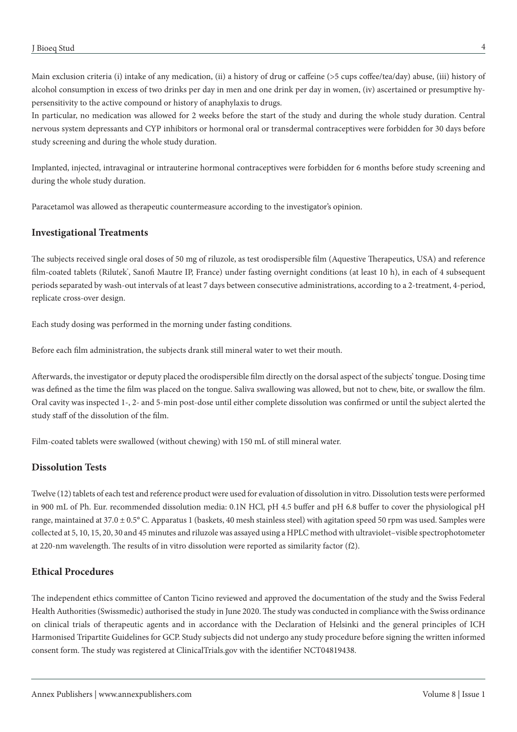Main exclusion criteria (i) intake of any medication, (ii) a history of drug or caffeine (>5 cups coffee/tea/day) abuse, (iii) history of alcohol consumption in excess of two drinks per day in men and one drink per day in women, (iv) ascertained or presumptive hypersensitivity to the active compound or history of anaphylaxis to drugs.

In particular, no medication was allowed for 2 weeks before the start of the study and during the whole study duration. Central nervous system depressants and CYP inhibitors or hormonal oral or transdermal contraceptives were forbidden for 30 days before study screening and during the whole study duration.

Implanted, injected, intravaginal or intrauterine hormonal contraceptives were forbidden for 6 months before study screening and during the whole study duration.

Paracetamol was allowed as therapeutic countermeasure according to the investigator's opinion.

## Investigational Treatments

The subjects received single oral doses of 50 mg of riluzole, as test orodispersible film (Aquestive Therapeutics, USA) and reference film-coated tablets (Rilutek®, Sanofi Mautre IP, France) under fasting overnight conditions (at least 10 h), in each of 4 subsequent periods separated by wash-out intervals of at least 7 days between consecutive administrations, according to a 2-treatment, 4-period, replicate cross-over design.

Each study dosing was performed in the morning under fasting conditions.

Before each film administration, the subjects drank still mineral water to wet their mouth.

Afterwards, the investigator or deputy placed the orodispersible film directly on the dorsal aspect of the subjects' tongue. Dosing time was defined as the time the film was placed on the tongue. Saliva swallowing was allowed, but not to chew, bite, or swallow the film. Oral cavity was inspected 1-, 2- and 5-min post-dose until either complete dissolution was confirmed or until the subject alerted the study staff of the dissolution of the film.

Film-coated tablets were swallowed (without chewing) with 150 mL of still mineral water.

## Dissolution Tests

Twelve (12) tablets of each test and reference product were used for evaluation of dissolution in vitro. Dissolution tests were performed in 900 mL of Ph. Eur. recommended dissolution media: 0.1N HCl, pH 4.5 buffer and pH 6.8 buffer to cover the physiological pH range, maintained at 37.0 ± 0.5° C. Apparatus 1 (baskets, 40 mesh stainless steel) with agitation speed 50 rpm was used. Samples were collected at 5, 10, 15, 20, 30 and 45 minutes and riluzole was assayed using a HPLC method with ultraviolet–visible spectrophotometer at 220-nm wavelength. The results of in vitro dissolution were reported as similarity factor (f2).

## Ethical Procedures

The independent ethics committee of Canton Ticino reviewed and approved the documentation of the study and the Swiss Federal Health Authorities (Swissmedic) authorised the study in June 2020. The study was conducted in compliance with the Swiss ordinance on clinical trials of therapeutic agents and in accordance with the Declaration of Helsinki and the general principles of ICH Harmonised Tripartite Guidelines for GCP. Study subjects did not undergo any study procedure before signing the written informed consent form. The study was registered at ClinicalTrials.gov with the identifier NCT04819438.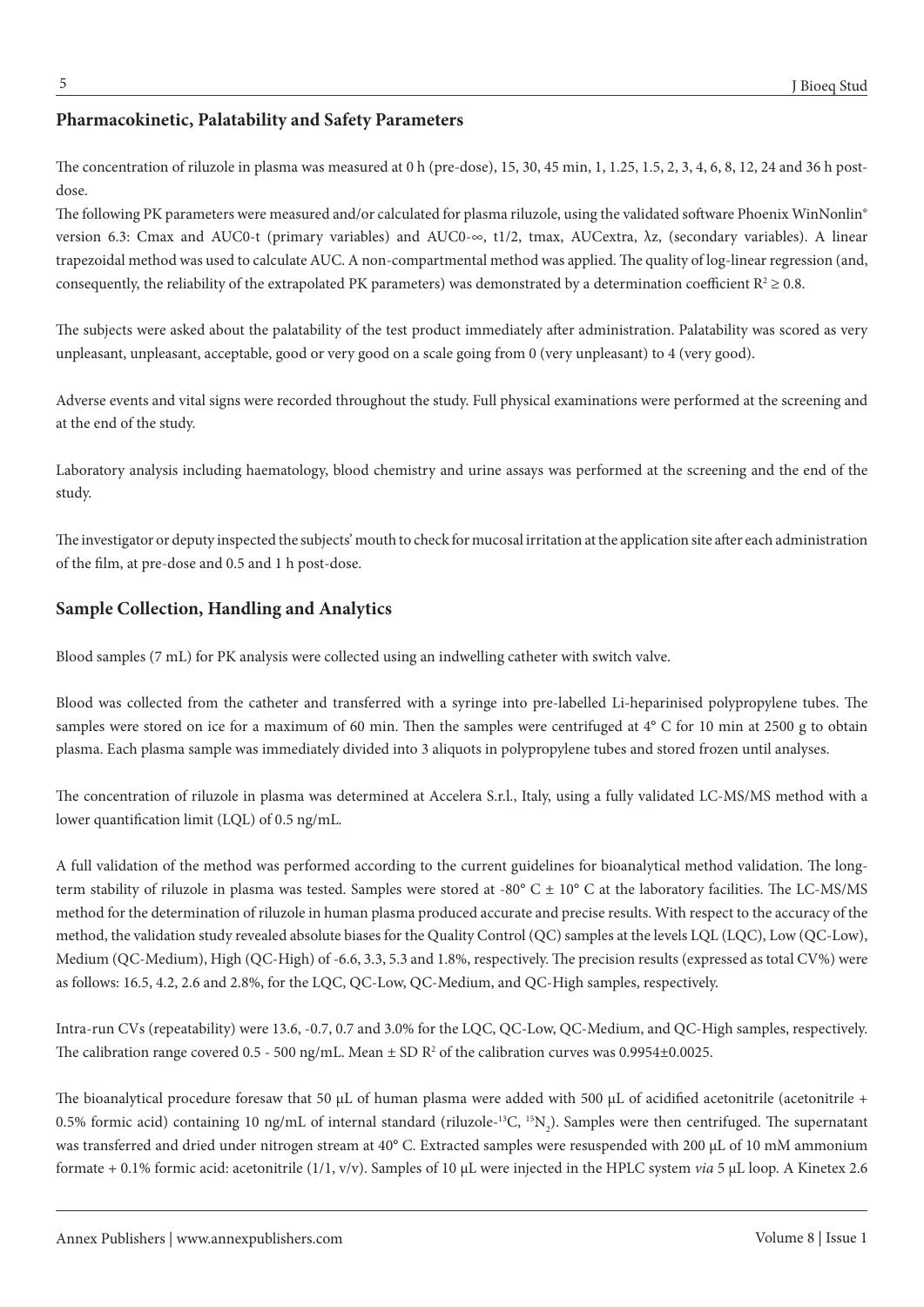## Pharmacokinetic, Palatability and Safety Parameters

The concentration of riluzole in plasma was measured at 0 h (pre-dose), 15, 30, 45 min, 1, 1.25, 1.5, 2, 3, 4, 6, 8, 12, 24 and 36 h post-dose.

The following PK parameters were measured and/or calculated for plasma riluzole, using the validated software Phoenix WinNonlin® version 6.3: Cmax and AUC0-t (primary variables) and AUC0-∞, t1/2, tmax, AUCextra, λz, (secondary variables). A linear trapezoidal method was used to calculate AUC. A non-compartmental method was applied. The quality of log-linear regression (and, consequently, the reliability of the extrapolated PK parameters) was demonstrated by a determination coefficient $R^2 \geq 0.8$.

The subjects were asked about the palatability of the test product immediately after administration. Palatability was scored as very unpleasant, unpleasant, acceptable, good or very good on a scale going from 0 (very unpleasant) to 4 (very good).

Adverse events and vital signs were recorded throughout the study. Full physical examinations were performed at the screening and at the end of the study.

Laboratory analysis including haematology, blood chemistry and urine assays was performed at the screening and the end of the study.

The investigator or deputy inspected the subjects' mouth to check for mucosal irritation at the application site after each administration of the film, at pre-dose and 0.5 and 1 h post-dose.

## Sample Collection, Handling and Analytics

Blood samples (7 mL) for PK analysis were collected using an indwelling catheter with switch valve.

Blood was collected from the catheter and transferred with a syringe into pre-labelled Li-heparinised polypropylene tubes. The samples were stored on ice for a maximum of 60 min. Then the samples were centrifuged at 4° C for 10 min at 2500 g to obtain plasma. Each plasma sample was immediately divided into 3 aliquots in polypropylene tubes and stored frozen until analyses.

The concentration of riluzole in plasma was determined at Accelera S.r.l., Italy, using a fully validated LC-MS/MS method with a lower quantification limit (LQL) of 0.5 ng/mL.

A full validation of the method was performed according to the current guidelines for bioanalytical method validation. The long-term stability of riluzole in plasma was tested. Samples were stored at -80° C ± 10° C at the laboratory facilities. The LC-MS/MS method for the determination of riluzole in human plasma produced accurate and precise results. With respect to the accuracy of the method, the validation study revealed absolute biases for the Quality Control (QC) samples at the levels LQL (LQC), Low (QC-Low), Medium (QC-Medium), High (QC-High) of -6.6, 3.3, 5.3 and 1.8%, respectively. The precision results (expressed as total CV%) were as follows: 16.5, 4.2, 2.6 and 2.8%, for the LQC, QC-Low, QC-Medium, and QC-High samples, respectively.

Intra-run CVs (repeatability) were 13.6, -0.7, 0.7 and 3.0% for the LQC, QC-Low, QC-Medium, and QC-High samples, respectively. The calibration range covered 0.5 - 500 ng/mL. Mean ± SD $R^2$ of the calibration curves was 0.9954±0.0025.

The bioanalytical procedure foresaw that 50 µL of human plasma were added with 500 µL of acidified acetonitrile (acetonitrile + 0.5% formic acid) containing 10 ng/mL of internal standard (riluzole-$^{13}C$, $^{15}N_2$). Samples were then centrifuged. The supernatant was transferred and dried under nitrogen stream at 40° C. Extracted samples were resuspended with 200 µL of 10 mM ammonium formate + 0.1% formic acid: acetonitrile (1/1, v/v). Samples of 10 µL were injected in the HPLC system *via* 5 µL loop. A Kinetex 2.6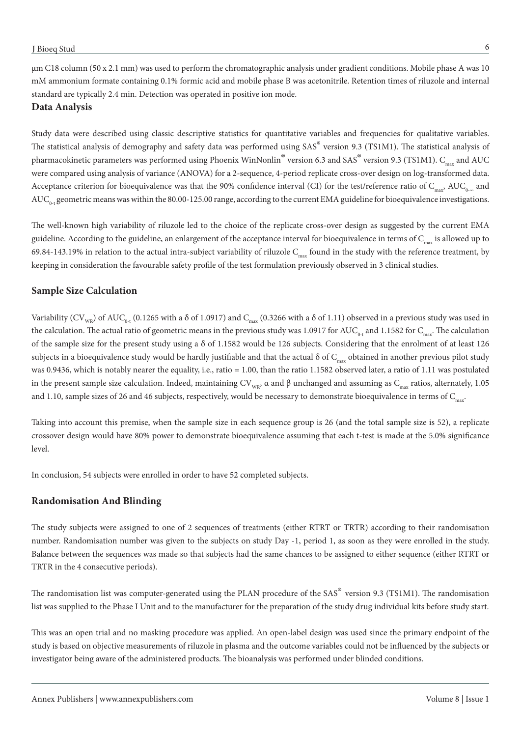µm C18 column (50 x 2.1 mm) was used to perform the chromatographic analysis under gradient conditions. Mobile phase A was 10 mM ammonium formate containing 0.1% formic acid and mobile phase B was acetonitrile. Retention times of riluzole and internal standard are typically 2.4 min. Detection was operated in positive ion mode.

## Data Analysis

Study data were described using classic descriptive statistics for quantitative variables and frequencies for qualitative variables. The statistical analysis of demography and safety data was performed using SAS® version 9.3 (TS1M1). The statistical analysis of pharmacokinetic parameters was performed using Phoenix WinNonlin® version 6.3 and SAS® version 9.3 (TS1M1). $C_{max}$ and AUC were compared using analysis of variance (ANOVA) for a 2-sequence, 4-period replicate cross-over design on log-transformed data. Acceptance criterion for bioequivalence was that the 90% confidence interval (CI) for the test/reference ratio of $C_{max}$, $AUC_{0-\infty}$ and $AUC_{0-t}$ geometric means was within the 80.00-125.00 range, according to the current EMA guideline for bioequivalence investigations.

The well-known high variability of riluzole led to the choice of the replicate cross-over design as suggested by the current EMA guideline. According to the guideline, an enlargement of the acceptance interval for bioequivalence in terms of $C_{max}$ is allowed up to 69.84-143.19% in relation to the actual intra-subject variability of riluzole $C_{max}$ found in the study with the reference treatment, by keeping in consideration the favourable safety profile of the test formulation previously observed in 3 clinical studies.

## Sample Size Calculation

Variability ($CV_{WR}$) of $AUC_{0-t}$ (0.1265 with a δ of 1.0917) and $C_{max}$ (0.3266 with a δ of 1.11) observed in a previous study was used in the calculation. The actual ratio of geometric means in the previous study was 1.0917 for $AUC_{0-t}$ and 1.1582 for $C_{max}$. The calculation of the sample size for the present study using a δ of 1.1582 would be 126 subjects. Considering that the enrolment of at least 126 subjects in a bioequivalence study would be hardly justifiable and that the actual δ of $C_{max}$ obtained in another previous pilot study was 0.9436, which is notably nearer the equality, i.e., ratio = 1.00, than the ratio 1.1582 observed later, a ratio of 1.11 was postulated in the present sample size calculation. Indeed, maintaining $CV_{WR}$, α and β unchanged and assuming as $C_{max}$ ratios, alternately, 1.05 and 1.10, sample sizes of 26 and 46 subjects, respectively, would be necessary to demonstrate bioequivalence in terms of $C_{max}$.

Taking into account this premise, when the sample size in each sequence group is 26 (and the total sample size is 52), a replicate crossover design would have 80% power to demonstrate bioequivalence assuming that each t-test is made at the 5.0% significance level.

In conclusion, 54 subjects were enrolled in order to have 52 completed subjects.

## Randomisation And Blinding

The study subjects were assigned to one of 2 sequences of treatments (either RTRT or TRTR) according to their randomisation number. Randomisation number was given to the subjects on study Day -1, period 1, as soon as they were enrolled in the study. Balance between the sequences was made so that subjects had the same chances to be assigned to either sequence (either RTRT or TRTR in the 4 consecutive periods).

The randomisation list was computer-generated using the PLAN procedure of the SAS® version 9.3 (TS1M1). The randomisation list was supplied to the Phase I Unit and to the manufacturer for the preparation of the study drug individual kits before study start.

This was an open trial and no masking procedure was applied. An open-label design was used since the primary endpoint of the study is based on objective measurements of riluzole in plasma and the outcome variables could not be influenced by the subjects or investigator being aware of the administered products. The bioanalysis was performed under blinded conditions.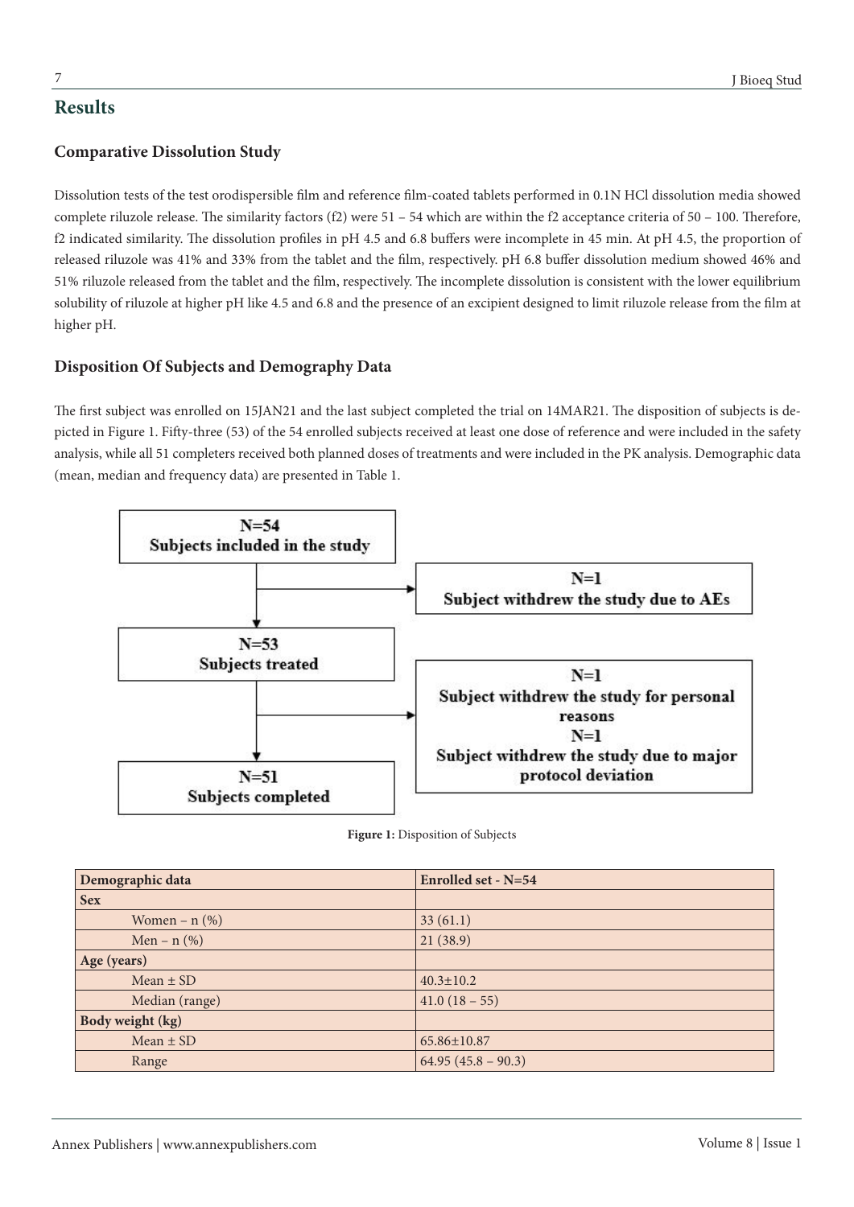## Results

### Comparative Dissolution Study

Dissolution tests of the test orodispersible film and reference film-coated tablets performed in 0.1N HCl dissolution media showed complete riluzole release. The similarity factors (f2) were 51 – 54 which are within the f2 acceptance criteria of 50 – 100. Therefore, f2 indicated similarity. The dissolution profiles in pH 4.5 and 6.8 buffers were incomplete in 45 min. At pH 4.5, the proportion of released riluzole was 41% and 33% from the tablet and the film, respectively. pH 6.8 buffer dissolution medium showed 46% and 51% riluzole released from the tablet and the film, respectively. The incomplete dissolution is consistent with the lower equilibrium solubility of riluzole at higher pH like 4.5 and 6.8 and the presence of an excipient designed to limit riluzole release from the film at higher pH.

### Disposition Of Subjects and Demography Data

The first subject was enrolled on 15JAN21 and the last subject completed the trial on 14MAR21. The disposition of subjects is depicted in Figure 1. Fifty-three (53) of the 54 enrolled subjects received at least one dose of reference and were included in the safety analysis, while all 51 completers received both planned doses of treatments and were included in the PK analysis. Demographic data (mean, median and frequency data) are presented in Table 1.

N=54
Subjects included in the study

N=1
Subject withdrew the study due to AEs

N=53
Subjects treated

N=1
Subject withdrew the study for personal reasons
N=1
Subject withdrew the study due to major protocol deviation

N=51
Subjects completed

**Figure 1:** Disposition of Subjects

| Demographic data | Enrolled set - N=54 |
|---|---|
| **Sex** | |
| Women – n (%) | 33 (61.1) |
| Men – n (%) | 21 (38.9) |
| **Age (years)** | |
| Mean ± SD | 40.3±10.2 |
| Median (range) | 41.0 (18 – 55) |
| **Body weight (kg)** | |
| Mean ± SD | 65.86±10.87 |
| Range | 64.95 (45.8 – 90.3) |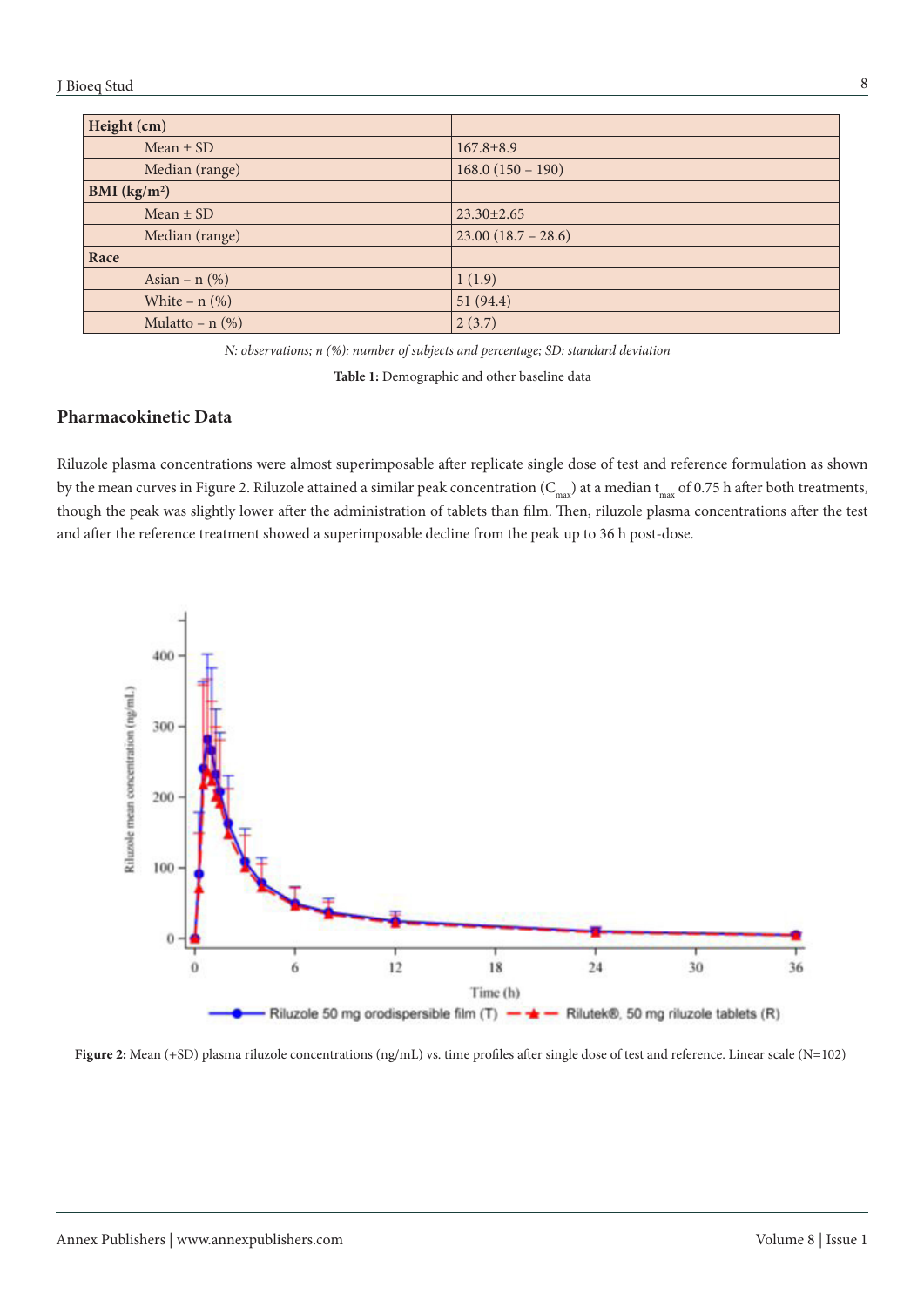| Height (cm) | |
|---|---|
| Mean ± SD | 167.8±8.9 |
| Median (range) | 168.0 (150 – 190) |
| **BMI (kg/m²)** | |
| Mean ± SD | 23.30±2.65 |
| Median (range) | 23.00 (18.7 – 28.6) |
| **Race** | |
| Asian – n (%) | 1 (1.9) |
| White – n (%) | 51 (94.4) |
| Mulatto – n (%) | 2 (3.7) |

*N: observations; n (%): number of subjects and percentage; SD: standard deviation*

**Table 1:** Demographic and other baseline data

## Pharmacokinetic Data

Riluzole plasma concentrations were almost superimposable after replicate single dose of test and reference formulation as shown by the mean curves in Figure 2. Riluzole attained a similar peak concentration ($C_{max}$) at a median $t_{max}$ of 0.75 h after both treatments, though the peak was slightly lower after the administration of tablets than film. Then, riluzole plasma concentrations after the test and after the reference treatment showed a superimposable decline from the peak up to 36 h post-dose.

**Figure 2:** Mean (+SD) plasma riluzole concentrations (ng/mL) vs. time profiles after single dose of test and reference. Linear scale (N=102)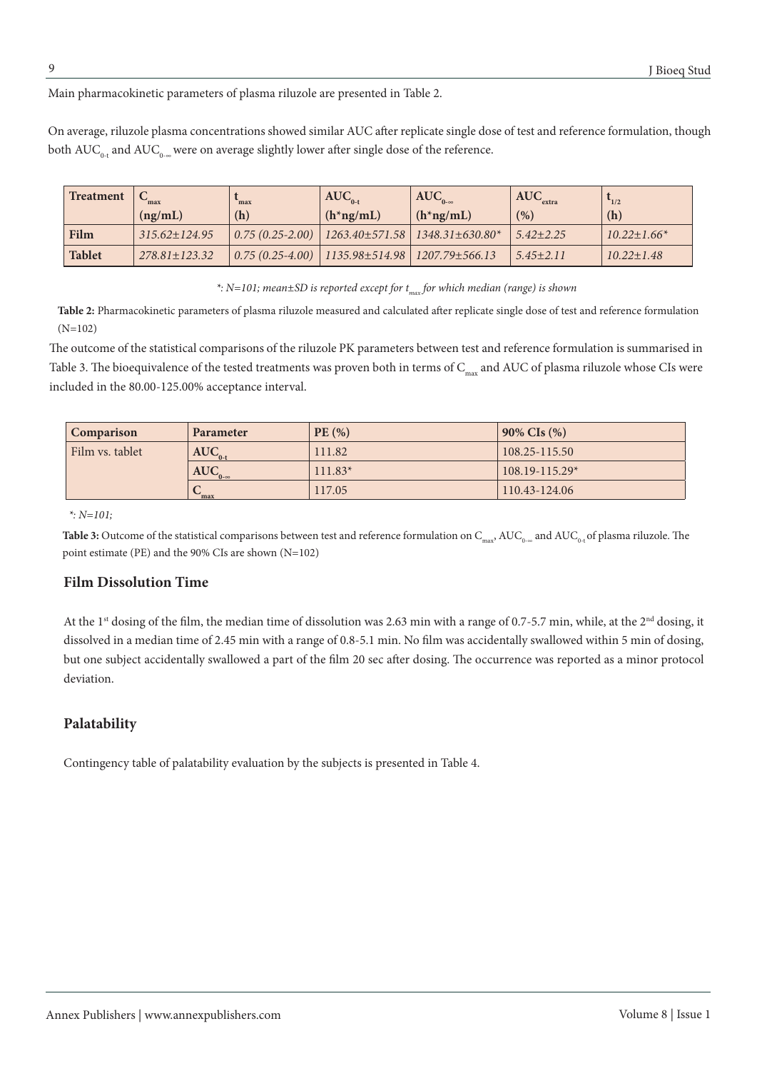Main pharmacokinetic parameters of plasma riluzole are presented in Table 2.

On average, riluzole plasma concentrations showed similar AUC after replicate single dose of test and reference formulation, though both $AUC_{0-t}$ and $AUC_{0-\infty}$ were on average slightly lower after single dose of the reference.

| Treatment | $C_{max}$ (ng/mL) | $t_{max}$ (h) | $AUC_{0-t}$ (h*ng/mL) | $AUC_{0-\infty}$ (h*ng/mL) | $AUC_{extra}$ (%) | $t_{1/2}$ (h) |
|---|---|---|---|---|---|---|
| **Film** | *315.62±124.95* | *0.75 (0.25-2.00)* | *1263.40±571.58* | *1348.31±630.80** | *5.42±2.25* | *10.22±1.66** |
| **Tablet** | *278.81±123.32* | *0.75 (0.25-4.00)* | *1135.98±514.98* | *1207.79±566.13* | *5.45±2.11* | *10.22±1.48* |

*: N=101; mean±SD is reported except for $t_{max}$ for which median (range) is shown*

**Table 2:** Pharmacokinetic parameters of plasma riluzole measured and calculated after replicate single dose of test and reference formulation (N=102)

The outcome of the statistical comparisons of the riluzole PK parameters between test and reference formulation is summarised in Table 3. The bioequivalence of the tested treatments was proven both in terms of $C_{max}$ and AUC of plasma riluzole whose CIs were included in the 80.00-125.00% acceptance interval.

| Comparison | Parameter | PE (%) | 90% CIs (%) |
|---|---|---|---|
| Film vs. tablet | $AUC_{0-t}$ | 111.82 | 108.25-115.50 |
| | $AUC_{0-\infty}$ | 111.83* | 108.19-115.29* |
| | $C_{max}$ | 117.05 | 110.43-124.06 |

*: N=101;*

**Table 3:** Outcome of the statistical comparisons between test and reference formulation on $C_{max}$, $AUC_{0-\infty}$ and $AUC_{0-t}$ of plasma riluzole. The point estimate (PE) and the 90% CIs are shown (N=102)

## Film Dissolution Time

At the 1st dosing of the film, the median time of dissolution was 2.63 min with a range of 0.7-5.7 min, while, at the 2nd dosing, it dissolved in a median time of 2.45 min with a range of 0.8-5.1 min. No film was accidentally swallowed within 5 min of dosing, but one subject accidentally swallowed a part of the film 20 sec after dosing. The occurrence was reported as a minor protocol deviation.

## Palatability

Contingency table of palatability evaluation by the subjects is presented in Table 4.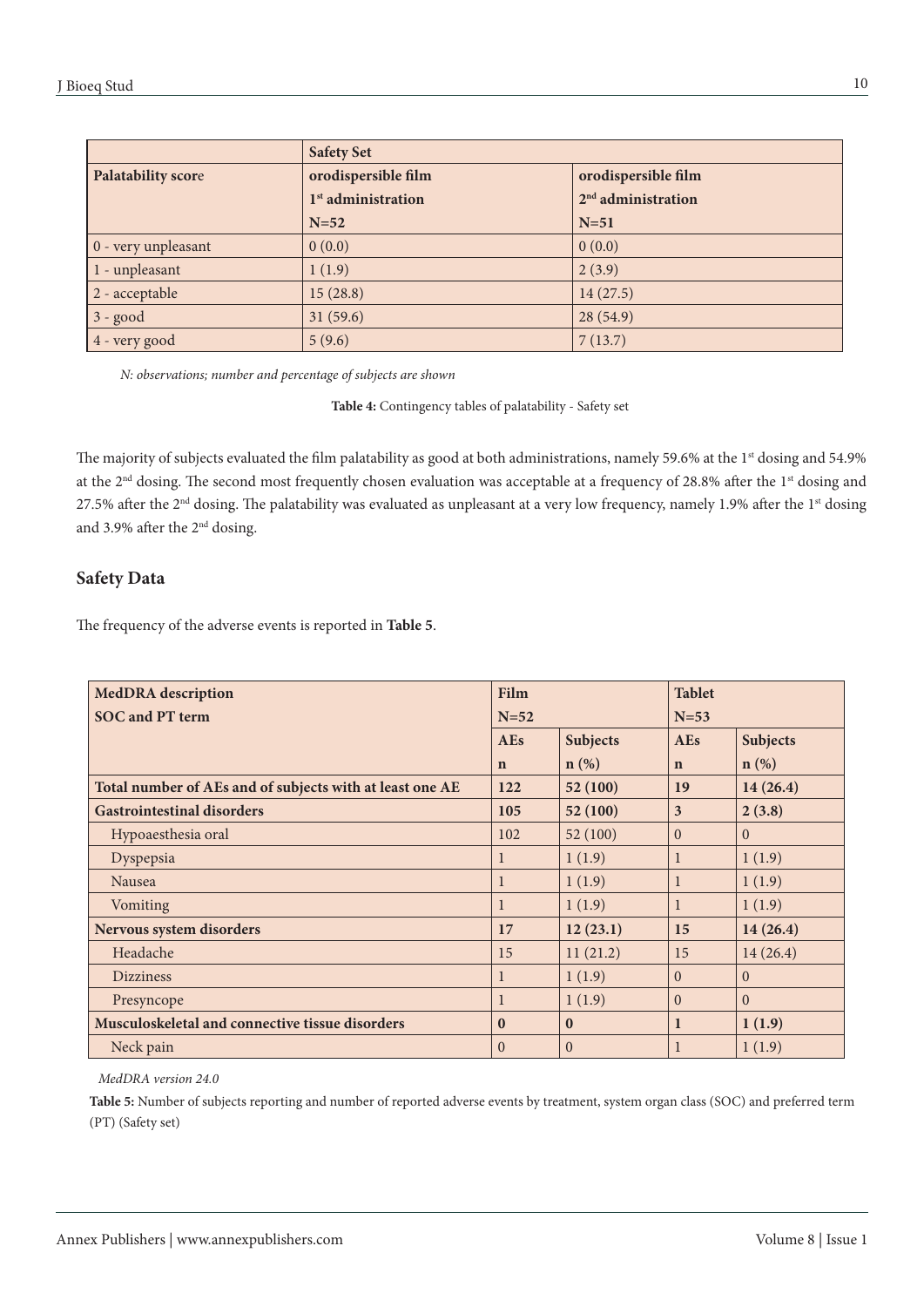| | Safety Set | |
|---|---|---|
| Palatability score | orodispersible film 1st administration N=52 | orodispersible film 2nd administration N=51 |
| 0 - very unpleasant | 0 (0.0) | 0 (0.0) |
| 1 - unpleasant | 1 (1.9) | 2 (3.9) |
| 2 - acceptable | 15 (28.8) | 14 (27.5) |
| 3 - good | 31 (59.6) | 28 (54.9) |
| 4 - very good | 5 (9.6) | 7 (13.7) |

*N: observations; number and percentage of subjects are shown*

**Table 4:** Contingency tables of palatability - Safety set

The majority of subjects evaluated the film palatability as good at both administrations, namely 59.6% at the 1st dosing and 54.9% at the 2nd dosing. The second most frequently chosen evaluation was acceptable at a frequency of 28.8% after the 1st dosing and 27.5% after the 2nd dosing. The palatability was evaluated as unpleasant at a very low frequency, namely 1.9% after the 1st dosing and 3.9% after the 2nd dosing.

## Safety Data

The frequency of the adverse events is reported in **Table 5**.

| MedDRA description SOC and PT term | Film N=52 | | Tablet N=53 | |
|---|---|---|---|---|
| | AEs n | Subjects n (%) | AEs n | Subjects n (%) |
| **Total number of AEs and of subjects with at least one AE** | **122** | **52 (100)** | **19** | **14 (26.4)** |
| **Gastrointestinal disorders** | **105** | **52 (100)** | **3** | **2 (3.8)** |
| Hypoaesthesia oral | 102 | 52 (100) | 0 | 0 |
| Dyspepsia | 1 | 1 (1.9) | 1 | 1 (1.9) |
| Nausea | 1 | 1 (1.9) | 1 | 1 (1.9) |
| Vomiting | 1 | 1 (1.9) | 1 | 1 (1.9) |
| **Nervous system disorders** | **17** | **12 (23.1)** | **15** | **14 (26.4)** |
| Headache | 15 | 11 (21.2) | 15 | 14 (26.4) |
| Dizziness | 1 | 1 (1.9) | 0 | 0 |
| Presyncope | 1 | 1 (1.9) | 0 | 0 |
| **Musculoskeletal and connective tissue disorders** | **0** | **0** | **1** | **1 (1.9)** |
| Neck pain | 0 | 0 | 1 | 1 (1.9) |

*MedDRA version 24.0*

**Table 5:** Number of subjects reporting and number of reported adverse events by treatment, system organ class (SOC) and preferred term (PT) (Safety set)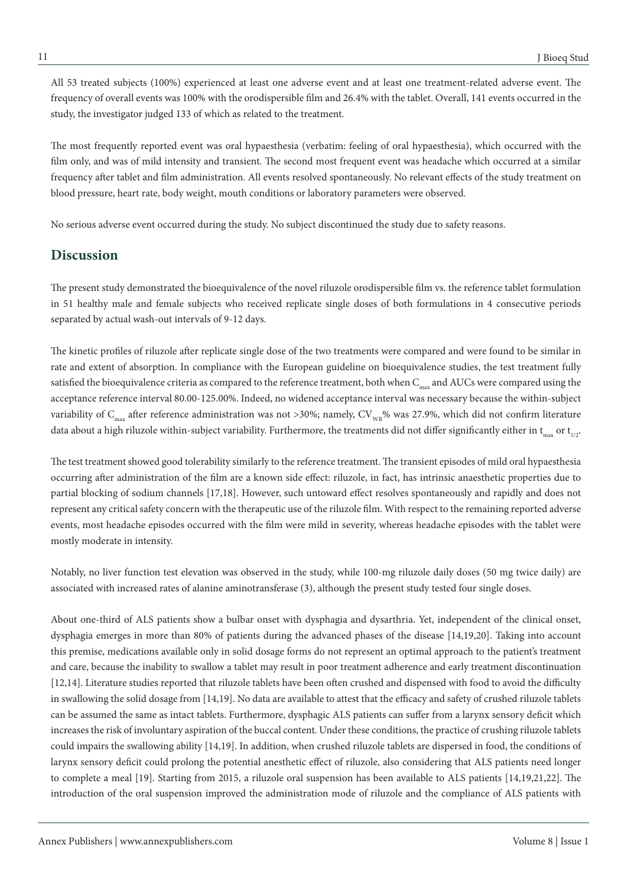All 53 treated subjects (100%) experienced at least one adverse event and at least one treatment-related adverse event. The frequency of overall events was 100% with the orodispersible film and 26.4% with the tablet. Overall, 141 events occurred in the study, the investigator judged 133 of which as related to the treatment.

The most frequently reported event was oral hypaesthesia (verbatim: feeling of oral hypaesthesia), which occurred with the film only, and was of mild intensity and transient. The second most frequent event was headache which occurred at a similar frequency after tablet and film administration. All events resolved spontaneously. No relevant effects of the study treatment on blood pressure, heart rate, body weight, mouth conditions or laboratory parameters were observed.

No serious adverse event occurred during the study. No subject discontinued the study due to safety reasons.

## Discussion

The present study demonstrated the bioequivalence of the novel riluzole orodispersible film vs. the reference tablet formulation in 51 healthy male and female subjects who received replicate single doses of both formulations in 4 consecutive periods separated by actual wash-out intervals of 9-12 days.

The kinetic profiles of riluzole after replicate single dose of the two treatments were compared and were found to be similar in rate and extent of absorption. In compliance with the European guideline on bioequivalence studies, the test treatment fully satisfied the bioequivalence criteria as compared to the reference treatment, both when $C_{max}$ and AUCs were compared using the acceptance reference interval 80.00-125.00%. Indeed, no widened acceptance interval was necessary because the within-subject variability of $C_{max}$ after reference administration was not >30%; namely, $CV_{WR}$% was 27.9%, which did not confirm literature data about a high riluzole within-subject variability. Furthermore, the treatments did not differ significantly either in $t_{max}$ or $t_{1/2}$.

The test treatment showed good tolerability similarly to the reference treatment. The transient episodes of mild oral hypaesthesia occurring after administration of the film are a known side effect: riluzole, in fact, has intrinsic anaesthetic properties due to partial blocking of sodium channels [17,18]. However, such untoward effect resolves spontaneously and rapidly and does not represent any critical safety concern with the therapeutic use of the riluzole film. With respect to the remaining reported adverse events, most headache episodes occurred with the film were mild in severity, whereas headache episodes with the tablet were mostly moderate in intensity.

Notably, no liver function test elevation was observed in the study, while 100-mg riluzole daily doses (50 mg twice daily) are associated with increased rates of alanine aminotransferase (3), although the present study tested four single doses.

About one-third of ALS patients show a bulbar onset with dysphagia and dysarthria. Yet, independent of the clinical onset, dysphagia emerges in more than 80% of patients during the advanced phases of the disease [14,19,20]. Taking into account this premise, medications available only in solid dosage forms do not represent an optimal approach to the patient's treatment and care, because the inability to swallow a tablet may result in poor treatment adherence and early treatment discontinuation [12,14]. Literature studies reported that riluzole tablets have been often crushed and dispensed with food to avoid the difficulty in swallowing the solid dosage from [14,19]. No data are available to attest that the efficacy and safety of crushed riluzole tablets can be assumed the same as intact tablets. Furthermore, dysphagic ALS patients can suffer from a larynx sensory deficit which increases the risk of involuntary aspiration of the buccal content. Under these conditions, the practice of crushing riluzole tablets could impairs the swallowing ability [14,19]. In addition, when crushed riluzole tablets are dispersed in food, the conditions of larynx sensory deficit could prolong the potential anesthetic effect of riluzole, also considering that ALS patients need longer to complete a meal [19]. Starting from 2015, a riluzole oral suspension has been available to ALS patients [14,19,21,22]. The introduction of the oral suspension improved the administration mode of riluzole and the compliance of ALS patients with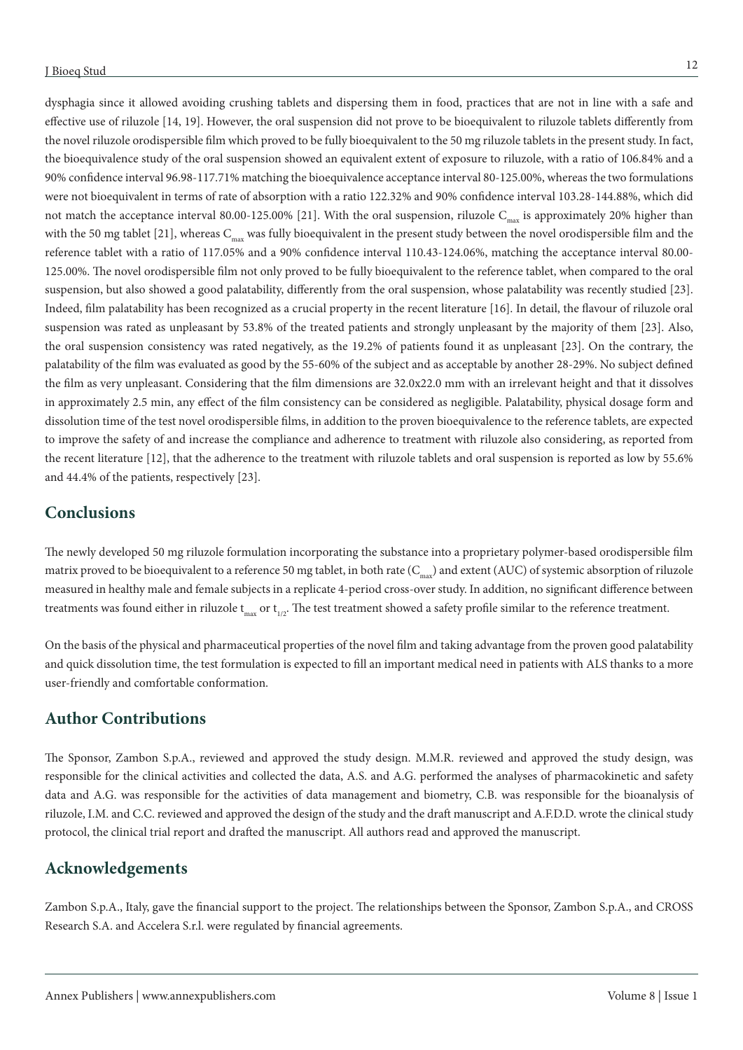dysphagia since it allowed avoiding crushing tablets and dispersing them in food, practices that are not in line with a safe and effective use of riluzole [14, 19]. However, the oral suspension did not prove to be bioequivalent to riluzole tablets differently from the novel riluzole orodispersible film which proved to be fully bioequivalent to the 50 mg riluzole tablets in the present study. In fact, the bioequivalence study of the oral suspension showed an equivalent extent of exposure to riluzole, with a ratio of 106.84% and a 90% confidence interval 96.98-117.71% matching the bioequivalence acceptance interval 80-125.00%, whereas the two formulations were not bioequivalent in terms of rate of absorption with a ratio 122.32% and 90% confidence interval 103.28-144.88%, which did not match the acceptance interval 80.00-125.00% [21]. With the oral suspension, riluzole $C_{max}$ is approximately 20% higher than with the 50 mg tablet [21], whereas $C_{max}$ was fully bioequivalent in the present study between the novel orodispersible film and the reference tablet with a ratio of 117.05% and a 90% confidence interval 110.43-124.06%, matching the acceptance interval 80.00-125.00%. The novel orodispersible film not only proved to be fully bioequivalent to the reference tablet, when compared to the oral suspension, but also showed a good palatability, differently from the oral suspension, whose palatability was recently studied [23]. Indeed, film palatability has been recognized as a crucial property in the recent literature [16]. In detail, the flavour of riluzole oral suspension was rated as unpleasant by 53.8% of the treated patients and strongly unpleasant by the majority of them [23]. Also, the oral suspension consistency was rated negatively, as the 19.2% of patients found it as unpleasant [23]. On the contrary, the palatability of the film was evaluated as good by the 55-60% of the subject and as acceptable by another 28-29%. No subject defined the film as very unpleasant. Considering that the film dimensions are 32.0x22.0 mm with an irrelevant height and that it dissolves in approximately 2.5 min, any effect of the film consistency can be considered as negligible. Palatability, physical dosage form and dissolution time of the test novel orodispersible films, in addition to the proven bioequivalence to the reference tablets, are expected to improve the safety of and increase the compliance and adherence to treatment with riluzole also considering, as reported from the recent literature [12], that the adherence to the treatment with riluzole tablets and oral suspension is reported as low by 55.6% and 44.4% of the patients, respectively [23].

## Conclusions

The newly developed 50 mg riluzole formulation incorporating the substance into a proprietary polymer-based orodispersible film matrix proved to be bioequivalent to a reference 50 mg tablet, in both rate ($C_{max}$) and extent (AUC) of systemic absorption of riluzole measured in healthy male and female subjects in a replicate 4-period cross-over study. In addition, no significant difference between treatments was found either in riluzole $t_{max}$ or $t_{1/2}$. The test treatment showed a safety profile similar to the reference treatment.

On the basis of the physical and pharmaceutical properties of the novel film and taking advantage from the proven good palatability and quick dissolution time, the test formulation is expected to fill an important medical need in patients with ALS thanks to a more user-friendly and comfortable conformation.

## Author Contributions

The Sponsor, Zambon S.p.A., reviewed and approved the study design. M.M.R. reviewed and approved the study design, was responsible for the clinical activities and collected the data, A.S. and A.G. performed the analyses of pharmacokinetic and safety data and A.G. was responsible for the activities of data management and biometry, C.B. was responsible for the bioanalysis of riluzole, I.M. and C.C. reviewed and approved the design of the study and the draft manuscript and A.F.D.D. wrote the clinical study protocol, the clinical trial report and drafted the manuscript. All authors read and approved the manuscript.

## Acknowledgements

Zambon S.p.A., Italy, gave the financial support to the project. The relationships between the Sponsor, Zambon S.p.A., and CROSS Research S.A. and Accelera S.r.l. were regulated by financial agreements.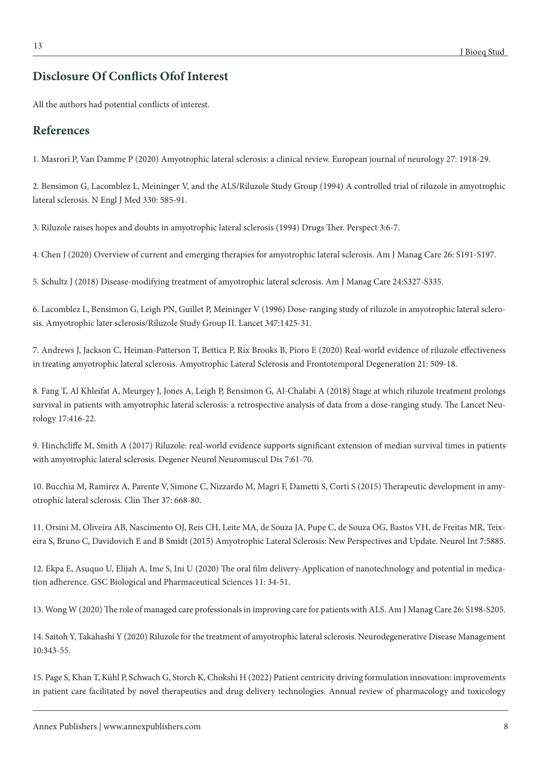## Disclosure Of Conflicts Ofof Interest

All the authors had potential conflicts of interest.

## References

1. Masrori P, Van Damme P (2020) Amyotrophic lateral sclerosis: a clinical review. European journal of neurology 27: 1918-29.

2. Bensimon G, Lacomblez L, Meininger V, and the ALS/Riluzole Study Group (1994) A controlled trial of riluzole in amyotrophic lateral sclerosis. N Engl J Med 330: 585-91.

3. Riluzole raises hopes and doubts in amyotrophic lateral sclerosis (1994) Drugs Ther. Perspect 3:6-7.

4. Chen J (2020) Overview of current and emerging therapies for amyotrophic lateral sclerosis. Am J Manag Care 26: S191-S197.

5. Schultz J (2018) Disease-modifying treatment of amyotrophic lateral sclerosis. Am J Manag Care 24:S327-S335.

6. Lacomblez L, Bensimon G, Leigh PN, Guillet P, Meininger V (1996) Dose-ranging study of riluzole in amyotrophic lateral sclerosis. Amyotrophic later sclerosis/Riluzole Study Group II. Lancet 347:1425-31.

7. Andrews J, Jackson C, Heiman-Patterson T, Bettica P, Rix Brooks B, Pioro E (2020) Real-world evidence of riluzole effectiveness in treating amyotrophic lateral sclerosis. Amyotrophic Lateral Sclerosis and Frontotemporal Degeneration 21: 509-18.

8. Fang T, Al Khleifat A, Meurgey J, Jones A, Leigh P, Bensimon G, Al-Chalabi A (2018) Stage at which riluzole treatment prolongs survival in patients with amyotrophic lateral sclerosis: a retrospective analysis of data from a dose-ranging study. The Lancet Neurology 17:416-22.

9. Hinchcliffe M, Smith A (2017) Riluzole: real-world evidence supports significant extension of median survival times in patients with amyotrophic lateral sclerosis. Degener Neurol Neuromuscul Dis 7:61-70.

10. Bucchia M, Ramirez A, Parente V, Simone C, Nizzardo M, Magri F, Dametti S, Corti S (2015) Therapeutic development in amyotrophic lateral sclerosis. Clin Ther 37: 668-80.

11. Orsini M, Oliveira AB, Nascimento OJ, Reis CH, Leite MA, de Souza JA, Pupe C, de Souza OG, Bastos VH, de Freitas MR, Teixeira S, Bruno C, Davidovich E and B Smidt (2015) Amyotrophic Lateral Sclerosis: New Perspectives and Update. Neurol Int 7:5885.

12. Ekpa E, Asuquo U, Elijah A, Ime S, Ini U (2020) The oral film delivery-Application of nanotechnology and potential in medication adherence. GSC Biological and Pharmaceutical Sciences 11: 34-51.

13. Wong W (2020) The role of managed care professionals in improving care for patients with ALS. Am J Manag Care 26: S198-S205.

14. Saitoh Y, Takahashi Y (2020) Riluzole for the treatment of amyotrophic lateral sclerosis. Neurodegenerative Disease Management 10:343-55.

15. Page S, Khan T, Kühl P, Schwach G, Storch K, Chokshi H (2022) Patient centricity driving formulation innovation: improvements in patient care facilitated by novel therapeutics and drug delivery technologies. Annual review of pharmacology and toxicology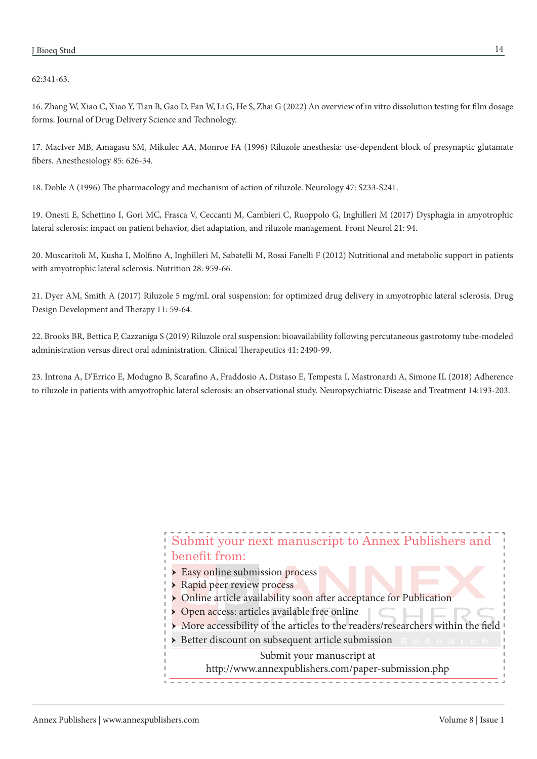62:341-63.

16. Zhang W, Xiao C, Xiao Y, Tian B, Gao D, Fan W, Li G, He S, Zhai G (2022) An overview of in vitro dissolution testing for film dosage forms. Journal of Drug Delivery Science and Technology.

17. MacIver MB, Amagasu SM, Mikulec AA, Monroe FA (1996) Riluzole anesthesia: use-dependent block of presynaptic glutamate fibers. Anesthesiology 85: 626-34.

18. Doble A (1996) The pharmacology and mechanism of action of riluzole. Neurology 47: S233-S241.

19. Onesti E, Schettino I, Gori MC, Frasca V, Ceccanti M, Cambieri C, Ruoppolo G, Inghilleri M (2017) Dysphagia in amyotrophic lateral sclerosis: impact on patient behavior, diet adaptation, and riluzole management. Front Neurol 21: 94.

20. Muscaritoli M, Kusha I, Molfino A, Inghilleri M, Sabatelli M, Rossi Fanelli F (2012) Nutritional and metabolic support in patients with amyotrophic lateral sclerosis. Nutrition 28: 959-66.

21. Dyer AM, Smith A (2017) Riluzole 5 mg/mL oral suspension: for optimized drug delivery in amyotrophic lateral sclerosis. Drug Design Development and Therapy 11: 59-64.

22. Brooks BR, Bettica P, Cazzaniga S (2019) Riluzole oral suspension: bioavailability following percutaneous gastrotomy tube-modeled administration versus direct oral administration. Clinical Therapeutics 41: 2490-99.

23. Introna A, D'Errico E, Modugno B, Scarafino A, Fraddosio A, Distaso E, Tempesta I, Mastronardi A, Simone IL (2018) Adherence to riluzole in patients with amyotrophic lateral sclerosis: an observational study. Neuropsychiatric Disease and Treatment 14:193-203.

Submit your next manuscript to Annex Publishers and benefit from:

- Easy online submission process
- Rapid peer review process
- Online article availability soon after acceptance for Publication
- Open access: articles available free online
- More accessibility of the articles to the readers/researchers within the field
- Better discount on subsequent article submission

Submit your manuscript at
http://www.annexpublishers.com/paper-submission.php